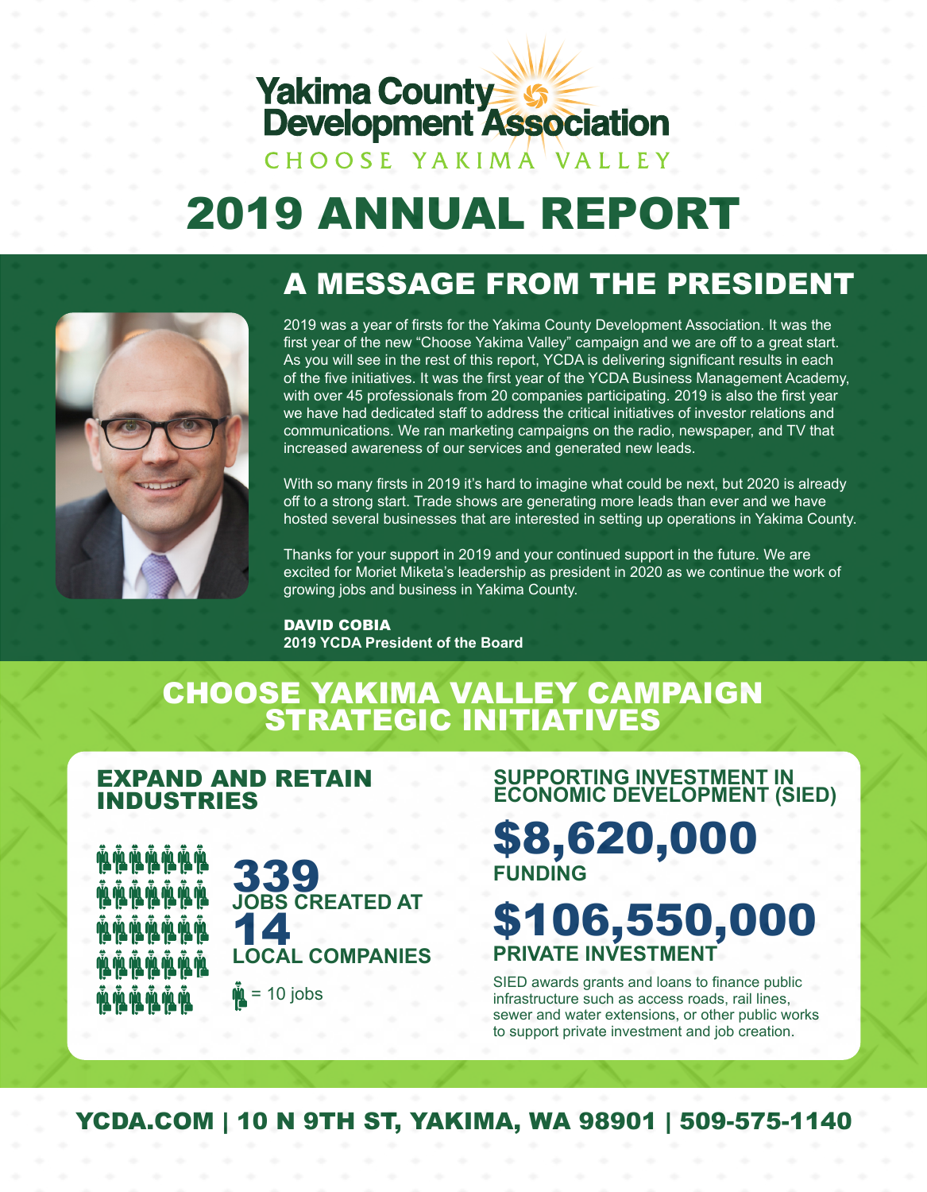# Yakima County Development Association

CHOOSE YAKIMA VALLEY

# 2019 ANNUAL REPORT

## A MESSAGE FROM THE PRESIDENT

2019 was a year of firsts for the Yakima County Development Association. It was the first year of the new "Choose Yakima Valley" campaign and we are off to a great start. As you will see in the rest of this report, YCDA is delivering significant results in each of the five initiatives. It was the first year of the YCDA Business Management Academy, with over 45 professionals from 20 companies participating. 2019 is also the first year we have had dedicated staff to address the critical initiatives of investor relations and communications. We ran marketing campaigns on the radio, newspaper, and TV that increased awareness of our services and generated new leads.

With so many firsts in 2019 it's hard to imagine what could be next, but 2020 is already off to a strong start. Trade shows are generating more leads than ever and we have hosted several businesses that are interested in setting up operations in Yakima County.

Thanks for your support in 2019 and your continued support in the future. We are excited for Moriet Miketa's leadership as president in 2020 as we continue the work of growing jobs and business in Yakima County.

**DAVID COBIA**
**2019 YCDA President of the Board**

## CHOOSE YAKIMA VALLEY CAMPAIGN STRATEGIC INITIATIVES

### EXPAND AND RETAIN INDUSTRIES

**339** JOBS CREATED AT
**14** LOCAL COMPANIES

= 10 jobs

### SUPPORTING INVESTMENT IN ECONOMIC DEVELOPMENT (SIED)

**$8,620,000**
FUNDING

**$106,550,000**
PRIVATE INVESTMENT

SIED awards grants and loans to finance public infrastructure such as access roads, rail lines, sewer and water extensions, or other public works to support private investment and job creation.

YCDA.COM | 10 N 9TH ST, YAKIMA, WA 98901 | 509-575-1140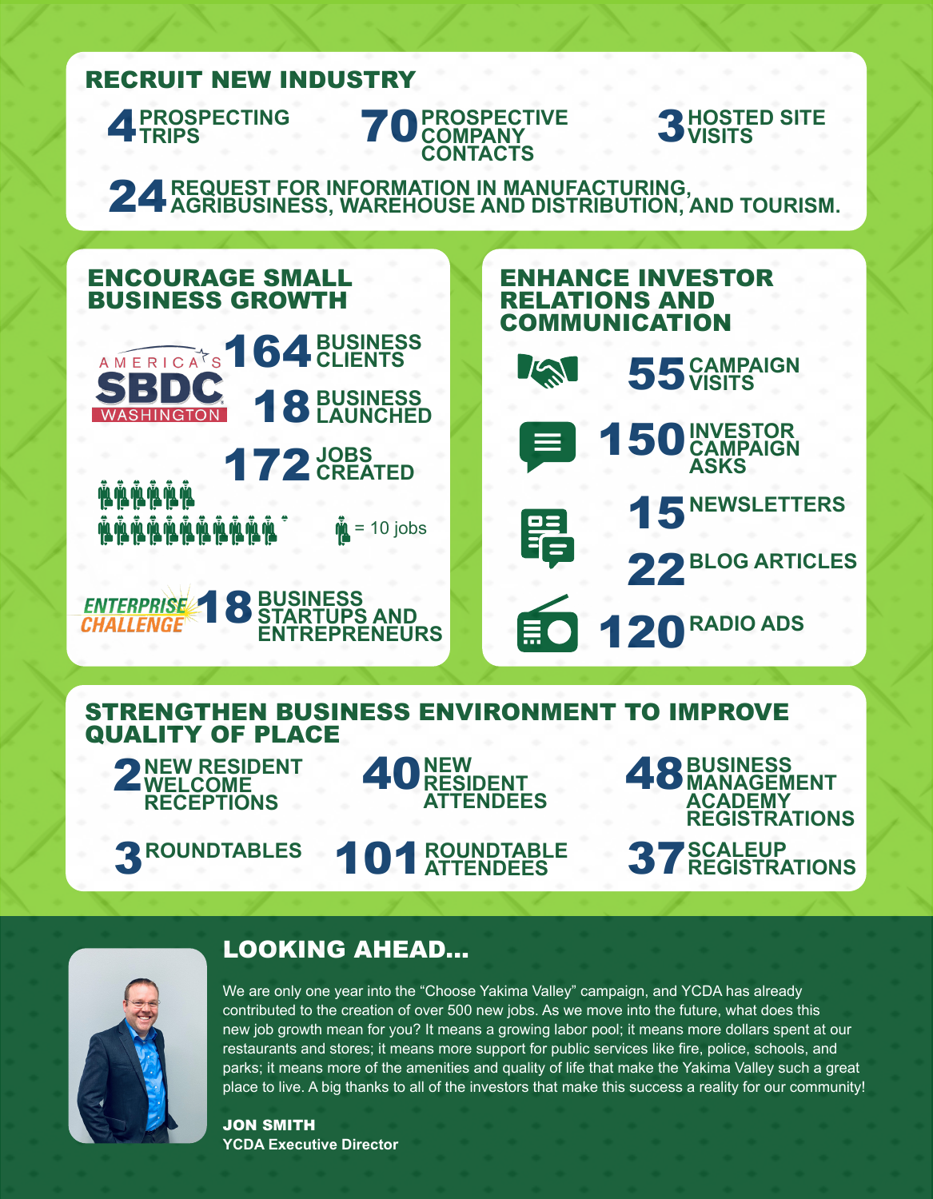## RECRUIT NEW INDUSTRY

- **4** PROSPECTING TRIPS
- **70** PROSPECTIVE COMPANY CONTACTS
- **3** HOSTED SITE VISITS
- **24** REQUEST FOR INFORMATION IN MANUFACTURING, AGRIBUSINESS, WAREHOUSE AND DISTRIBUTION, AND TOURISM.

## ENCOURAGE SMALL BUSINESS GROWTH

AMERICA'S SBDC WASHINGTON

- **164** BUSINESS CLIENTS
- **18** BUSINESS LAUNCHED
- **172** JOBS CREATED

= 10 jobs

ENTERPRISE CHALLENGE

- **18** BUSINESS STARTUPS AND ENTREPRENEURS

## ENHANCE INVESTOR RELATIONS AND COMMUNICATION

- **55** CAMPAIGN VISITS
- **150** INVESTOR CAMPAIGN ASKS
- **15** NEWSLETTERS
- **22** BLOG ARTICLES
- **120** RADIO ADS

## STRENGTHEN BUSINESS ENVIRONMENT TO IMPROVE QUALITY OF PLACE

- **2** NEW RESIDENT WELCOME RECEPTIONS
- **40** NEW RESIDENT ATTENDEES
- **48** BUSINESS MANAGEMENT ACADEMY REGISTRATIONS
- **3** ROUNDTABLES
- **101** ROUNDTABLE ATTENDEES
- **37** SCALEUP REGISTRATIONS

## LOOKING AHEAD...

We are only one year into the "Choose Yakima Valley" campaign, and YCDA has already contributed to the creation of over 500 new jobs. As we move into the future, what does this new job growth mean for you? It means a growing labor pool; it means more dollars spent at our restaurants and stores; it means more support for public services like fire, police, schools, and parks; it means more of the amenities and quality of life that make the Yakima Valley such a great place to live. A big thanks to all of the investors that make this success a reality for our community!

**JON SMITH**
**YCDA Executive Director**